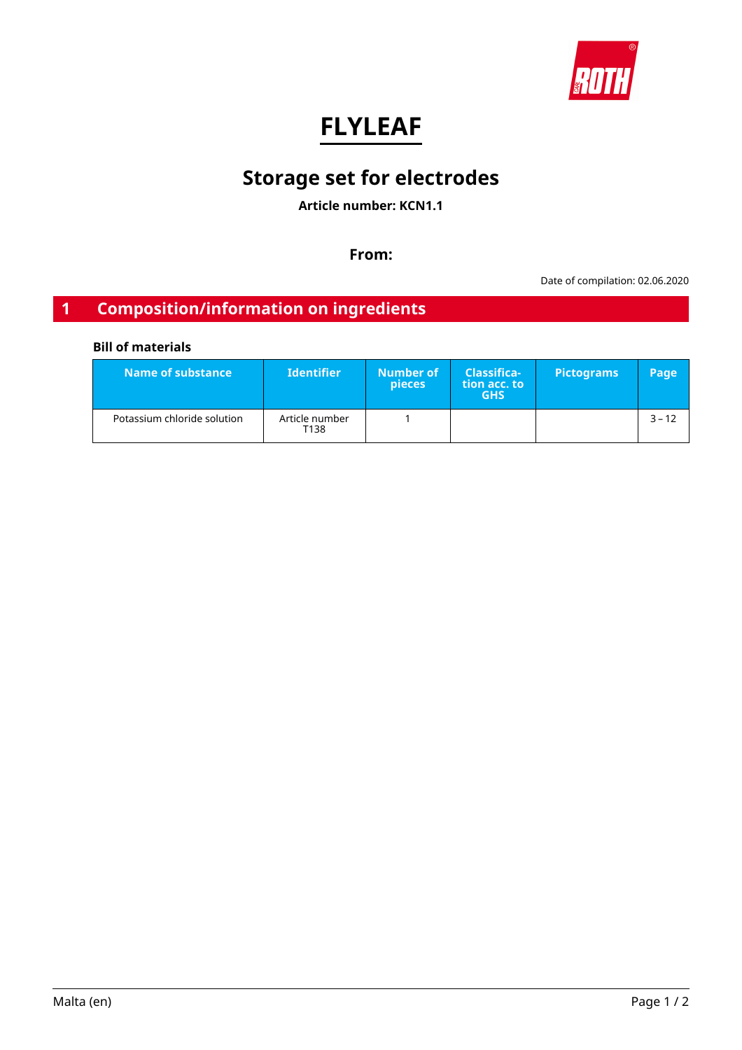# FLYLEAF

## Storage set for electrodes

**Article number: KCN1.1**

**From:**

Date of compilation: 02.06.2020

## 1 Composition/information on ingredients

### Bill of materials

| Name of substance | Identifier | Number of pieces | Classification acc. to GHS | Pictograms | Page |
|---|---|---|---|---|---|
| Potassium chloride solution | Article number T138 | 1 | | | 3 – 12 |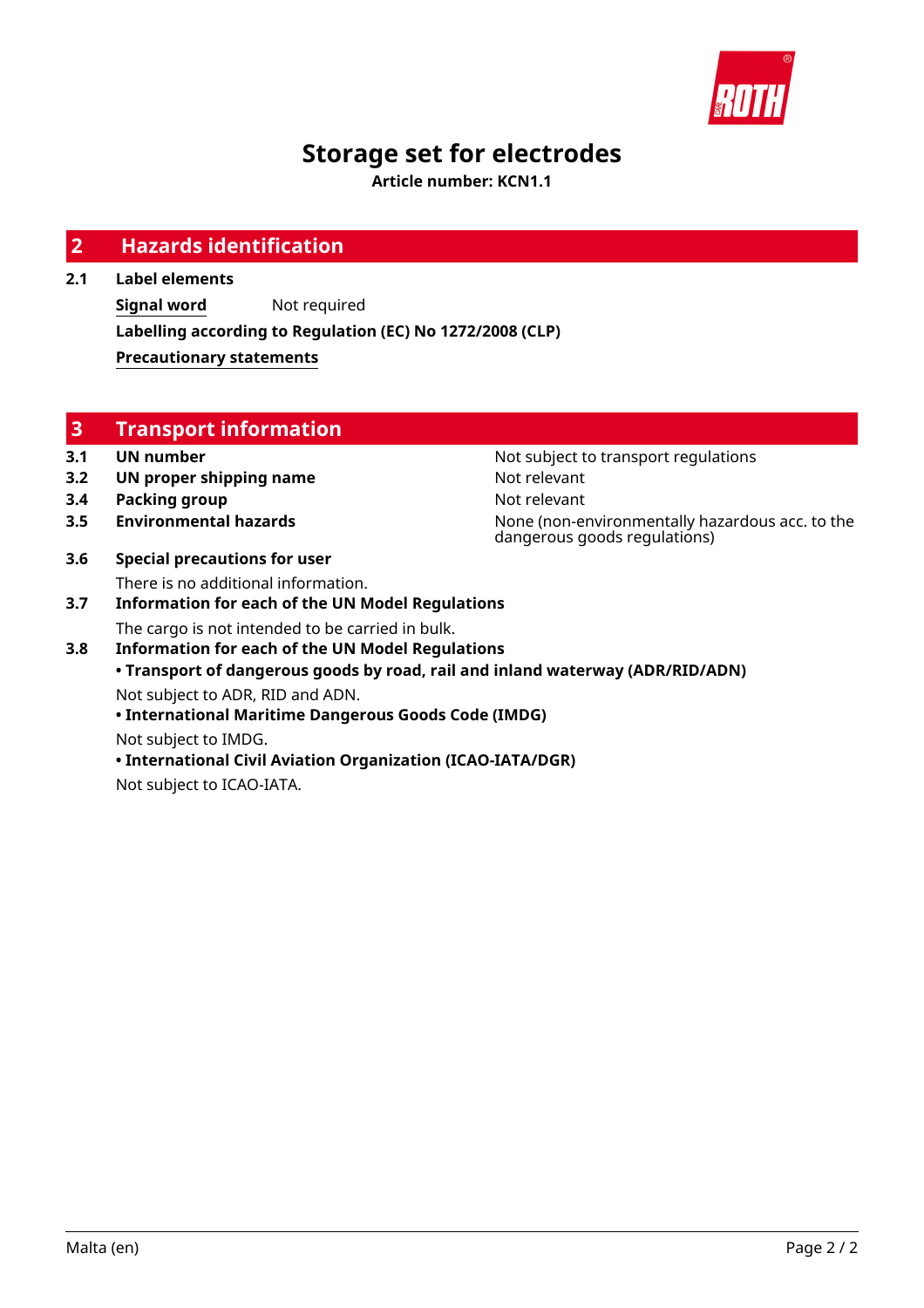# Storage set for electrodes

**Article number: KCN1.1**

## 2 Hazards identification

### 2.1 Label elements

**Signal word** Not required

**Labelling according to Regulation (EC) No 1272/2008 (CLP)**

**Precautionary statements**

## 3 Transport information

| | | |
|---|---|---|
| **3.1** | **UN number** | Not subject to transport regulations |
| **3.2** | **UN proper shipping name** | Not relevant |
| **3.4** | **Packing group** | Not relevant |
| **3.5** | **Environmental hazards** | None (non-environmentally hazardous acc. to the dangerous goods regulations) |

### 3.6 Special precautions for user

There is no additional information.

### 3.7 Information for each of the UN Model Regulations

The cargo is not intended to be carried in bulk.

### 3.8 Information for each of the UN Model Regulations

**• Transport of dangerous goods by road, rail and inland waterway (ADR/RID/ADN)**

Not subject to ADR, RID and ADN.

**• International Maritime Dangerous Goods Code (IMDG)**

Not subject to IMDG.

**• International Civil Aviation Organization (ICAO-IATA/DGR)**

Not subject to ICAO-IATA.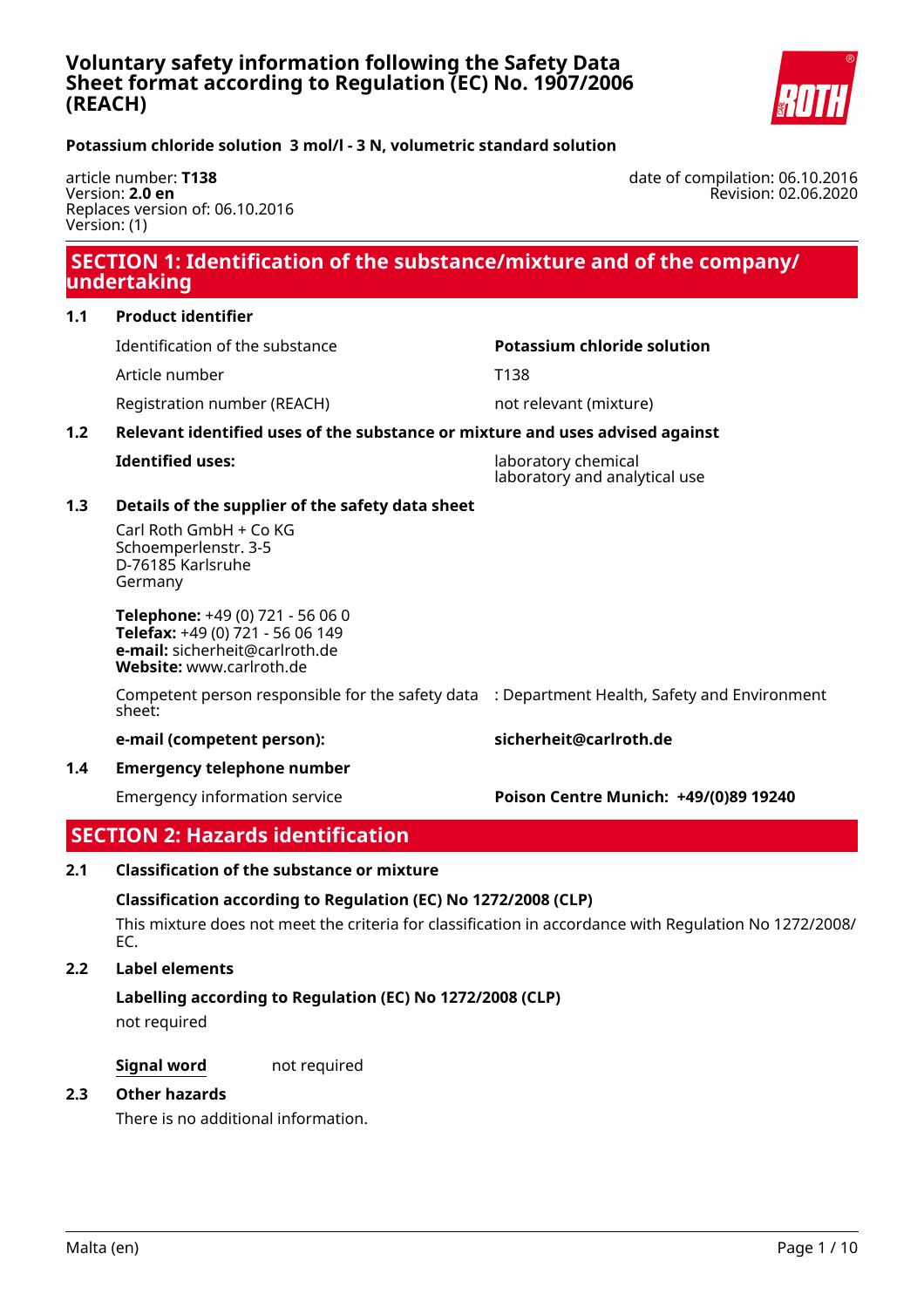# Voluntary safety information following the Safety Data Sheet format according to Regulation (EC) No. 1907/2006 (REACH)

**Potassium chloride solution 3 mol/l - 3 N, volumetric standard solution**

article number: **T138**
Version: **2.0 en**
Replaces version of: 06.10.2016
Version: (1)

date of compilation: 06.10.2016
Revision: 02.06.2020

## SECTION 1: Identification of the substance/mixture and of the company/ undertaking

### 1.1 Product identifier

| | |
|---|---|
| Identification of the substance | **Potassium chloride solution** |
| Article number | T138 |
| Registration number (REACH) | not relevant (mixture) |

### 1.2 Relevant identified uses of the substance or mixture and uses advised against

**Identified uses:** laboratory chemical
laboratory and analytical use

### 1.3 Details of the supplier of the safety data sheet

Carl Roth GmbH + Co KG
Schoemperlenstr. 3-5
D-76185 Karlsruhe
Germany

**Telephone:** +49 (0) 721 - 56 06 0
**Telefax:** +49 (0) 721 - 56 06 149
**e-mail:** sicherheit@carlroth.de
**Website:** www.carlroth.de

Competent person responsible for the safety data sheet: : Department Health, Safety and Environment

**e-mail (competent person):** **sicherheit@carlroth.de**

### 1.4 Emergency telephone number

Emergency information service **Poison Centre Munich: +49/(0)89 19240**

## SECTION 2: Hazards identification

### 2.1 Classification of the substance or mixture

**Classification according to Regulation (EC) No 1272/2008 (CLP)**

This mixture does not meet the criteria for classification in accordance with Regulation No 1272/2008/ EC.

### 2.2 Label elements

**Labelling according to Regulation (EC) No 1272/2008 (CLP)**

not required

**Signal word** not required

### 2.3 Other hazards

There is no additional information.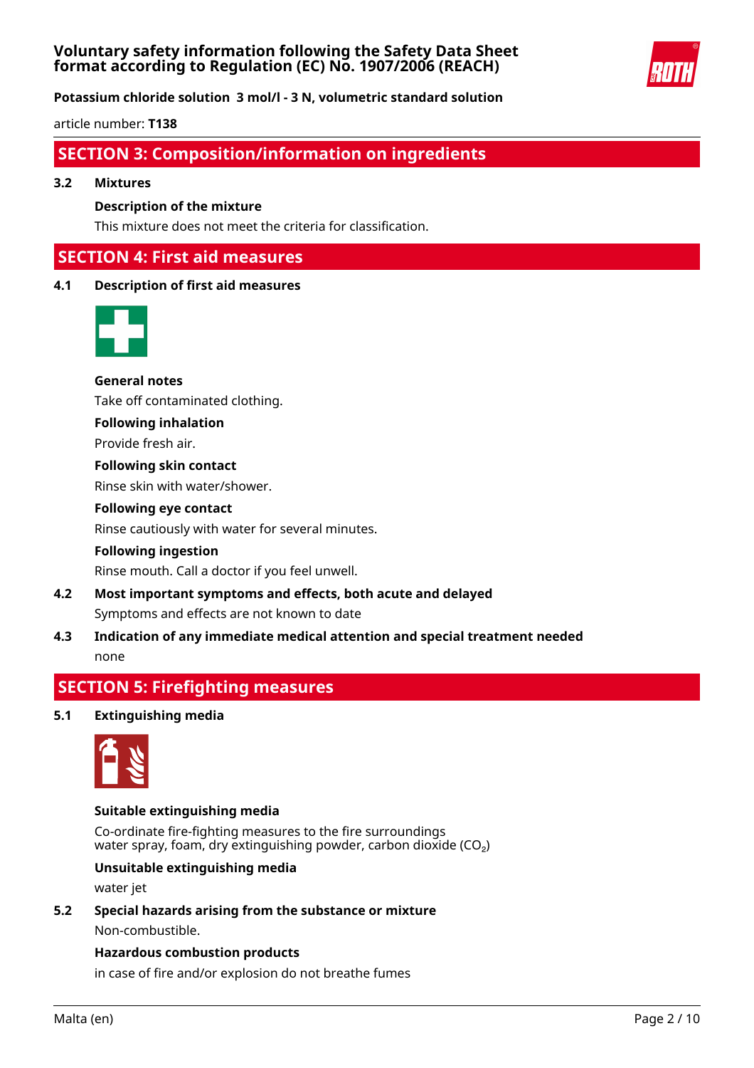## SECTION 3: Composition/information on ingredients

**3.2 Mixtures**

**Description of the mixture**

This mixture does not meet the criteria for classification.

## SECTION 4: First aid measures

**4.1 Description of first aid measures**

**General notes**

Take off contaminated clothing.

**Following inhalation**

Provide fresh air.

**Following skin contact**

Rinse skin with water/shower.

**Following eye contact**

Rinse cautiously with water for several minutes.

**Following ingestion**

Rinse mouth. Call a doctor if you feel unwell.

**4.2 Most important symptoms and effects, both acute and delayed**

Symptoms and effects are not known to date

**4.3 Indication of any immediate medical attention and special treatment needed**

none

## SECTION 5: Firefighting measures

**5.1 Extinguishing media**

**Suitable extinguishing media**

Co-ordinate fire-fighting measures to the fire surroundings
water spray, foam, dry extinguishing powder, carbon dioxide ($CO_2$)

**Unsuitable extinguishing media**

water jet

**5.2 Special hazards arising from the substance or mixture**

Non-combustible.

**Hazardous combustion products**

in case of fire and/or explosion do not breathe fumes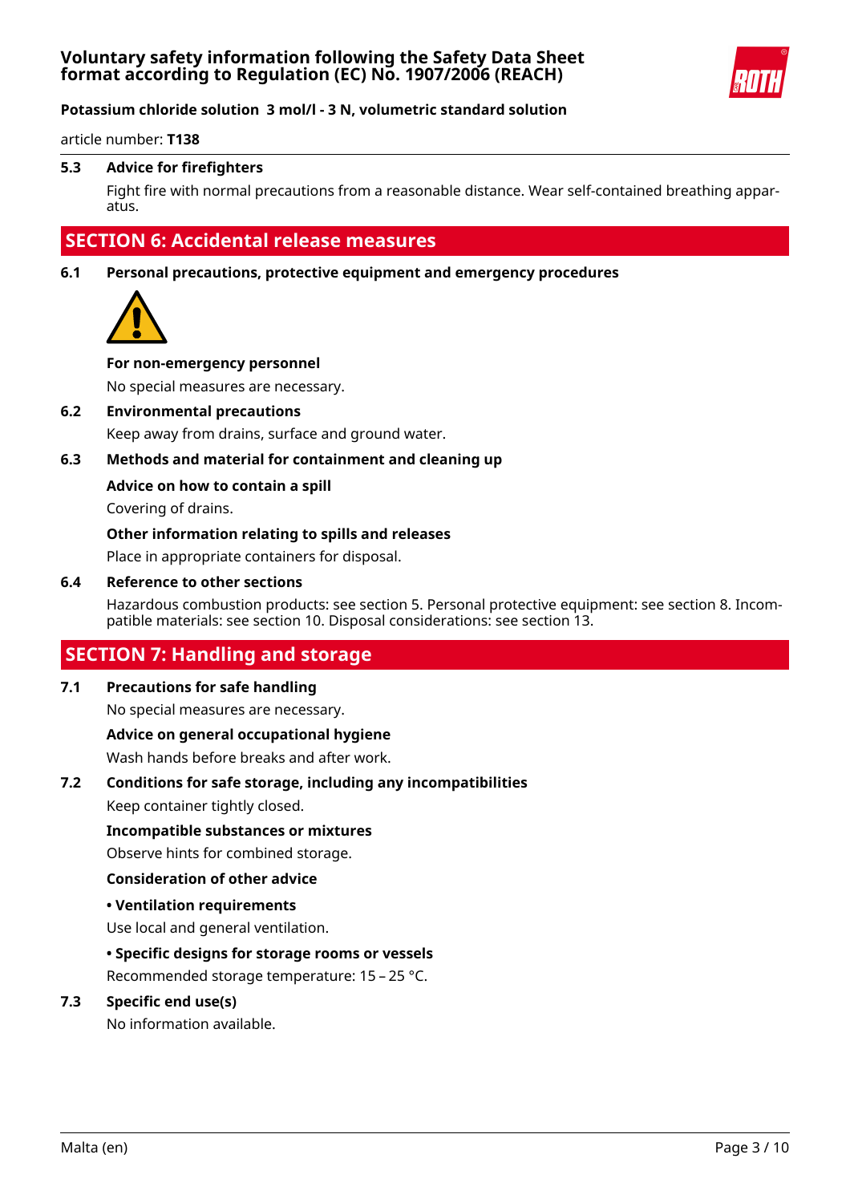### 5.3 Advice for firefighters

Fight fire with normal precautions from a reasonable distance. Wear self-contained breathing apparatus.

## SECTION 6: Accidental release measures

### 6.1 Personal precautions, protective equipment and emergency procedures

**For non-emergency personnel**

No special measures are necessary.

### 6.2 Environmental precautions

Keep away from drains, surface and ground water.

### 6.3 Methods and material for containment and cleaning up

**Advice on how to contain a spill**

Covering of drains.

**Other information relating to spills and releases**

Place in appropriate containers for disposal.

### 6.4 Reference to other sections

Hazardous combustion products: see section 5. Personal protective equipment: see section 8. Incompatible materials: see section 10. Disposal considerations: see section 13.

## SECTION 7: Handling and storage

### 7.1 Precautions for safe handling

No special measures are necessary.

**Advice on general occupational hygiene**

Wash hands before breaks and after work.

### 7.2 Conditions for safe storage, including any incompatibilities

Keep container tightly closed.

**Incompatible substances or mixtures**

Observe hints for combined storage.

**Consideration of other advice**

**• Ventilation requirements**

Use local and general ventilation.

**• Specific designs for storage rooms or vessels**

Recommended storage temperature: 15 – 25 °C.

### 7.3 Specific end use(s)

No information available.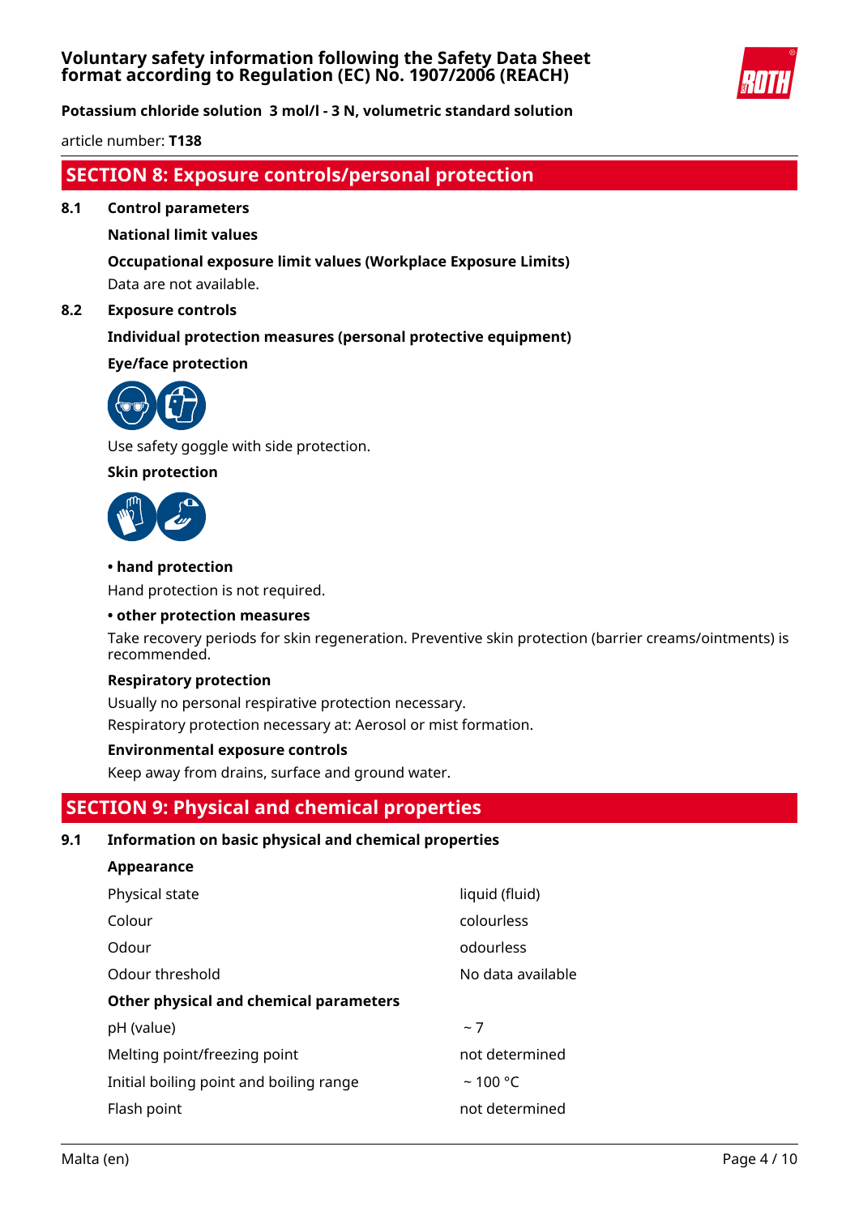## SECTION 8: Exposure controls/personal protection

### 8.1 Control parameters

**National limit values**

**Occupational exposure limit values (Workplace Exposure Limits)**

Data are not available.

### 8.2 Exposure controls

**Individual protection measures (personal protective equipment)**

**Eye/face protection**

Use safety goggle with side protection.

**Skin protection**

**• hand protection**

Hand protection is not required.

**• other protection measures**

Take recovery periods for skin regeneration. Preventive skin protection (barrier creams/ointments) is recommended.

**Respiratory protection**

Usually no personal respirative protection necessary.

Respiratory protection necessary at: Aerosol or mist formation.

**Environmental exposure controls**

Keep away from drains, surface and ground water.

## SECTION 9: Physical and chemical properties

### 9.1 Information on basic physical and chemical properties

**Appearance**

| | |
|---|---|
| Physical state | liquid (fluid) |
| Colour | colourless |
| Odour | odourless |
| Odour threshold | No data available |
| **Other physical and chemical parameters** | |
| pH (value) | ~ 7 |
| Melting point/freezing point | not determined |
| Initial boiling point and boiling range | ~ 100 °C |
| Flash point | not determined |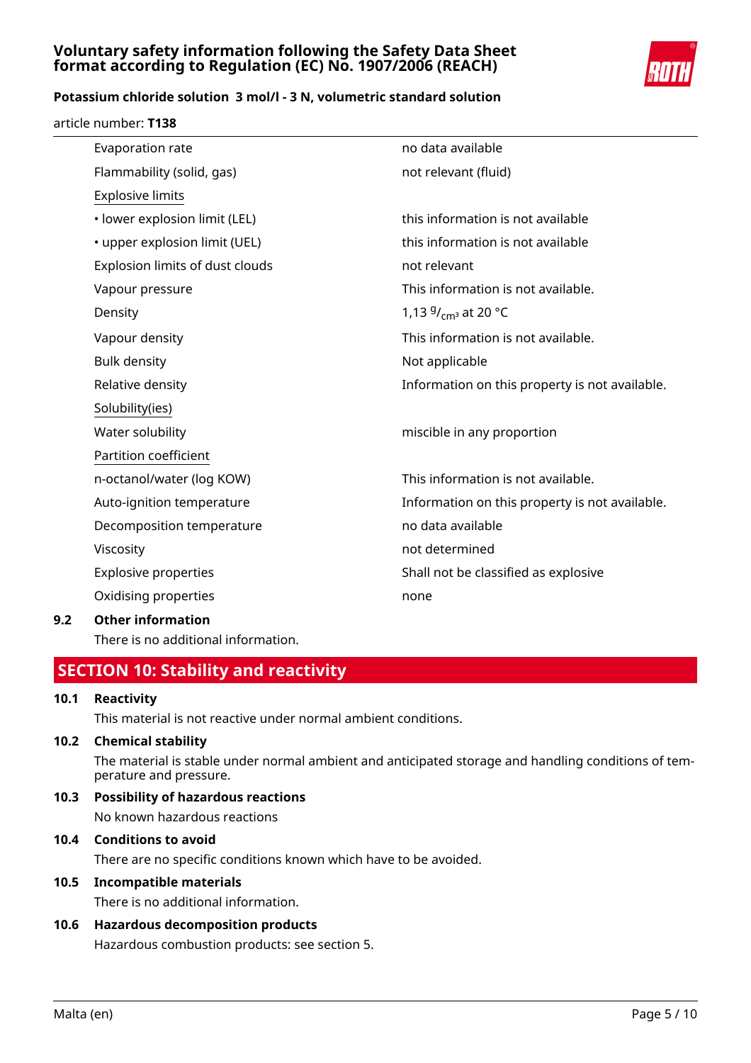| | |
|---|---|
| Evaporation rate | no data available |
| Flammability (solid, gas) | not relevant (fluid) |
| Explosive limits | |
| • lower explosion limit (LEL) | this information is not available |
| • upper explosion limit (UEL) | this information is not available |
| Explosion limits of dust clouds | not relevant |
| Vapour pressure | This information is not available. |
| Density | 1,13 $^{g}/_{cm^3}$ at 20 °C |
| Vapour density | This information is not available. |
| Bulk density | Not applicable |
| Relative density | Information on this property is not available. |
| Solubility(ies) | |
| Water solubility | miscible in any proportion |
| Partition coefficient | |
| n-octanol/water (log KOW) | This information is not available. |
| Auto-ignition temperature | Information on this property is not available. |
| Decomposition temperature | no data available |
| Viscosity | not determined |
| Explosive properties | Shall not be classified as explosive |
| Oxidising properties | none |

### 9.2 Other information

There is no additional information.

## SECTION 10: Stability and reactivity

### 10.1 Reactivity

This material is not reactive under normal ambient conditions.

### 10.2 Chemical stability

The material is stable under normal ambient and anticipated storage and handling conditions of temperature and pressure.

### 10.3 Possibility of hazardous reactions

No known hazardous reactions

### 10.4 Conditions to avoid

There are no specific conditions known which have to be avoided.

### 10.5 Incompatible materials

There is no additional information.

### 10.6 Hazardous decomposition products

Hazardous combustion products: see section 5.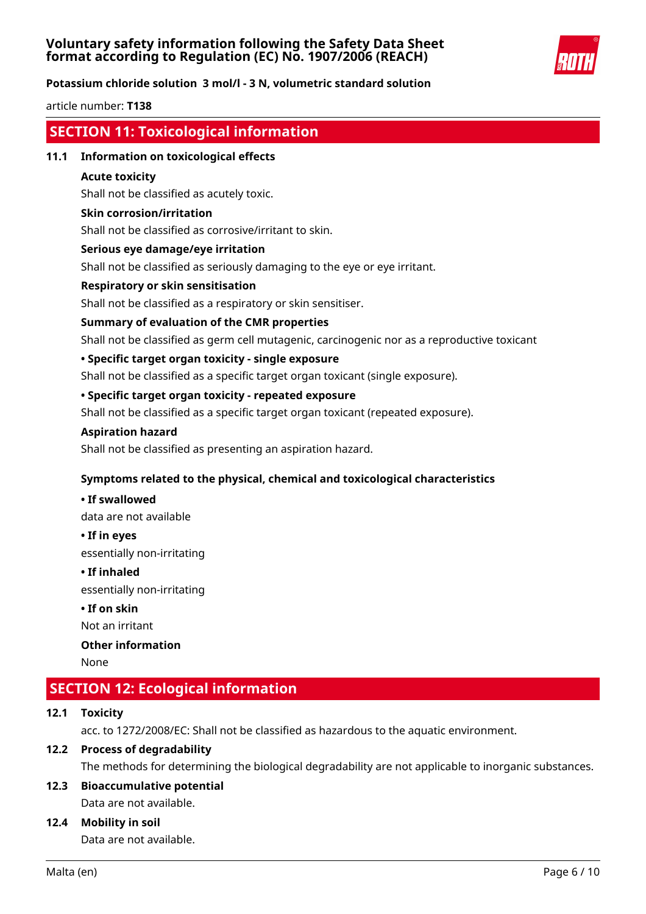## SECTION 11: Toxicological information

### 11.1 Information on toxicological effects

**Acute toxicity**

Shall not be classified as acutely toxic.

**Skin corrosion/irritation**

Shall not be classified as corrosive/irritant to skin.

**Serious eye damage/eye irritation**

Shall not be classified as seriously damaging to the eye or eye irritant.

**Respiratory or skin sensitisation**

Shall not be classified as a respiratory or skin sensitiser.

**Summary of evaluation of the CMR properties**

Shall not be classified as germ cell mutagenic, carcinogenic nor as a reproductive toxicant

**• Specific target organ toxicity - single exposure**

Shall not be classified as a specific target organ toxicant (single exposure).

**• Specific target organ toxicity - repeated exposure**

Shall not be classified as a specific target organ toxicant (repeated exposure).

**Aspiration hazard**

Shall not be classified as presenting an aspiration hazard.

**Symptoms related to the physical, chemical and toxicological characteristics**

**• If swallowed**

data are not available

**• If in eyes**

essentially non-irritating

**• If inhaled**

essentially non-irritating

**• If on skin**

Not an irritant

**Other information**

None

## SECTION 12: Ecological information

### 12.1 Toxicity

acc. to 1272/2008/EC: Shall not be classified as hazardous to the aquatic environment.

### 12.2 Process of degradability

The methods for determining the biological degradability are not applicable to inorganic substances.

### 12.3 Bioaccumulative potential

Data are not available.

### 12.4 Mobility in soil

Data are not available.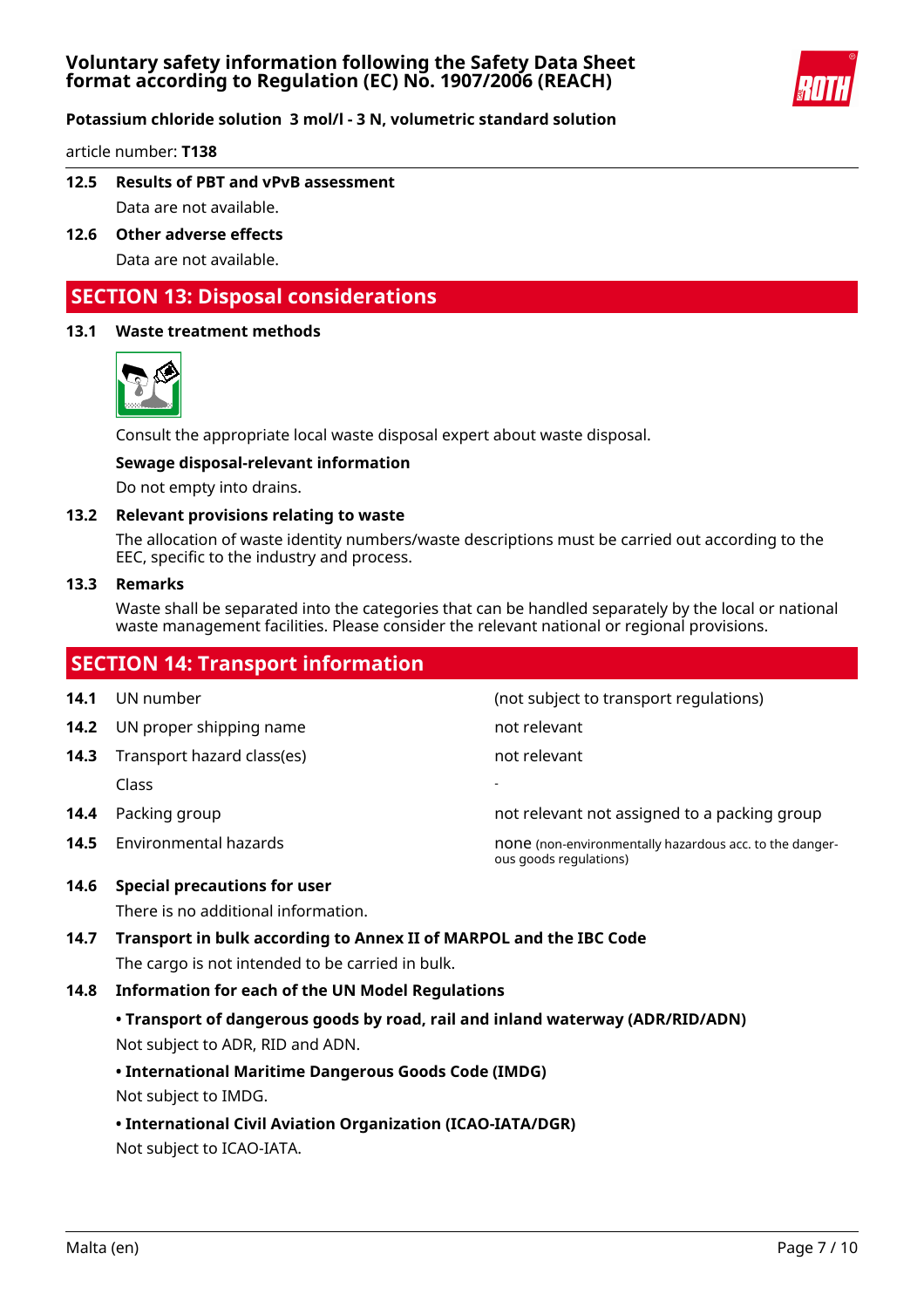article number: **T138**

**12.5 Results of PBT and vPvB assessment**

Data are not available.

**12.6 Other adverse effects**

Data are not available.

## SECTION 13: Disposal considerations

**13.1 Waste treatment methods**

Consult the appropriate local waste disposal expert about waste disposal.

**Sewage disposal-relevant information**

Do not empty into drains.

**13.2 Relevant provisions relating to waste**

The allocation of waste identity numbers/waste descriptions must be carried out according to the EEC, specific to the industry and process.

**13.3 Remarks**

Waste shall be separated into the categories that can be handled separately by the local or national waste management facilities. Please consider the relevant national or regional provisions.

## SECTION 14: Transport information

| | | |
|---|---|---|
| **14.1** | UN number | (not subject to transport regulations) |
| **14.2** | UN proper shipping name | not relevant |
| **14.3** | Transport hazard class(es) | not relevant |
| | Class | - |
| **14.4** | Packing group | not relevant not assigned to a packing group |
| **14.5** | Environmental hazards | none (non-environmentally hazardous acc. to the dangerous goods regulations) |

**14.6 Special precautions for user**

There is no additional information.

**14.7 Transport in bulk according to Annex II of MARPOL and the IBC Code**

The cargo is not intended to be carried in bulk.

**14.8 Information for each of the UN Model Regulations**

**• Transport of dangerous goods by road, rail and inland waterway (ADR/RID/ADN)**

Not subject to ADR, RID and ADN.

**• International Maritime Dangerous Goods Code (IMDG)**

Not subject to IMDG.

**• International Civil Aviation Organization (ICAO-IATA/DGR)**

Not subject to ICAO-IATA.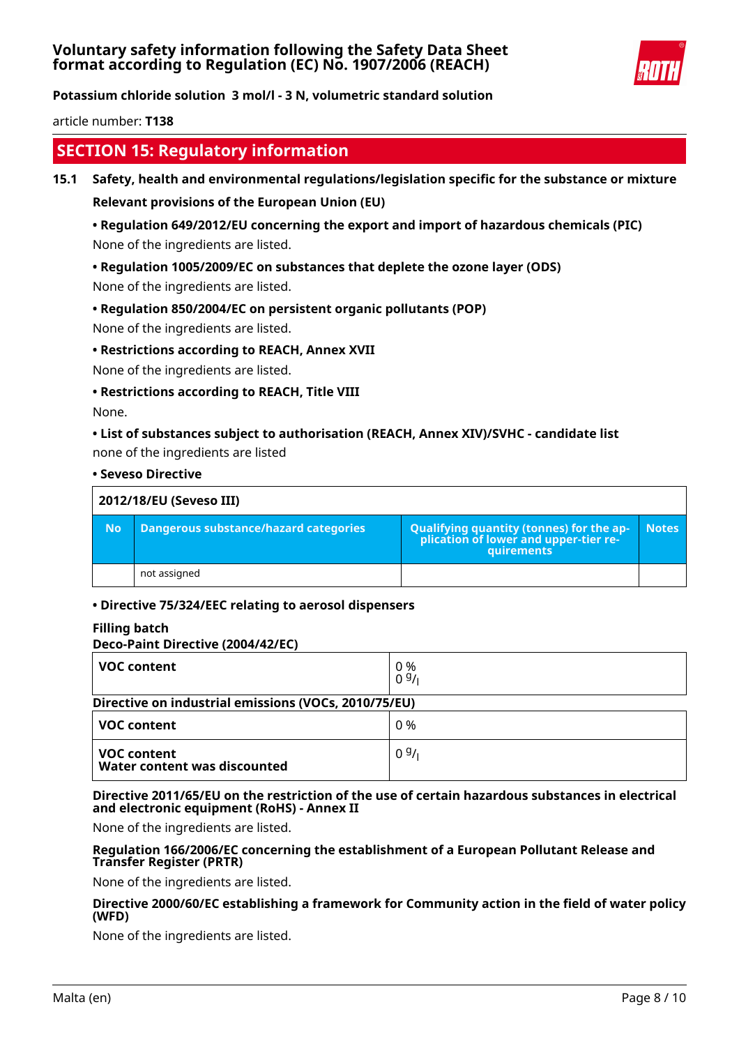## SECTION 15: Regulatory information

### 15.1 Safety, health and environmental regulations/legislation specific for the substance or mixture

**Relevant provisions of the European Union (EU)**

**• Regulation 649/2012/EU concerning the export and import of hazardous chemicals (PIC)**
None of the ingredients are listed.

**• Regulation 1005/2009/EC on substances that deplete the ozone layer (ODS)**
None of the ingredients are listed.

**• Regulation 850/2004/EC on persistent organic pollutants (POP)**
None of the ingredients are listed.

**• Restrictions according to REACH, Annex XVII**
None of the ingredients are listed.

**• Restrictions according to REACH, Title VIII**
None.

**• List of substances subject to authorisation (REACH, Annex XIV)/SVHC - candidate list**
none of the ingredients are listed

**• Seveso Directive**

| 2012/18/EU (Seveso III) | | | |
|---|---|---|---|
| **No** | **Dangerous substance/hazard categories** | **Qualifying quantity (tonnes) for the application of lower and upper-tier requirements** | **Notes** |
| | not assigned | | |

**• Directive 75/324/EEC relating to aerosol dispensers**

**Filling batch**
**Deco-Paint Directive (2004/42/EC)**

| | |
|---|---|
| **VOC content** | 0 %<br>0 $^{g}/_{l}$ |

**Directive on industrial emissions (VOCs, 2010/75/EU)**

| | |
|---|---|
| **VOC content** | 0 % |
| **VOC content**<br>**Water content was discounted** | 0 $^{g}/_{l}$ |

**Directive 2011/65/EU on the restriction of the use of certain hazardous substances in electrical and electronic equipment (RoHS) - Annex II**

None of the ingredients are listed.

**Regulation 166/2006/EC concerning the establishment of a European Pollutant Release and Transfer Register (PRTR)**

None of the ingredients are listed.

**Directive 2000/60/EC establishing a framework for Community action in the field of water policy (WFD)**

None of the ingredients are listed.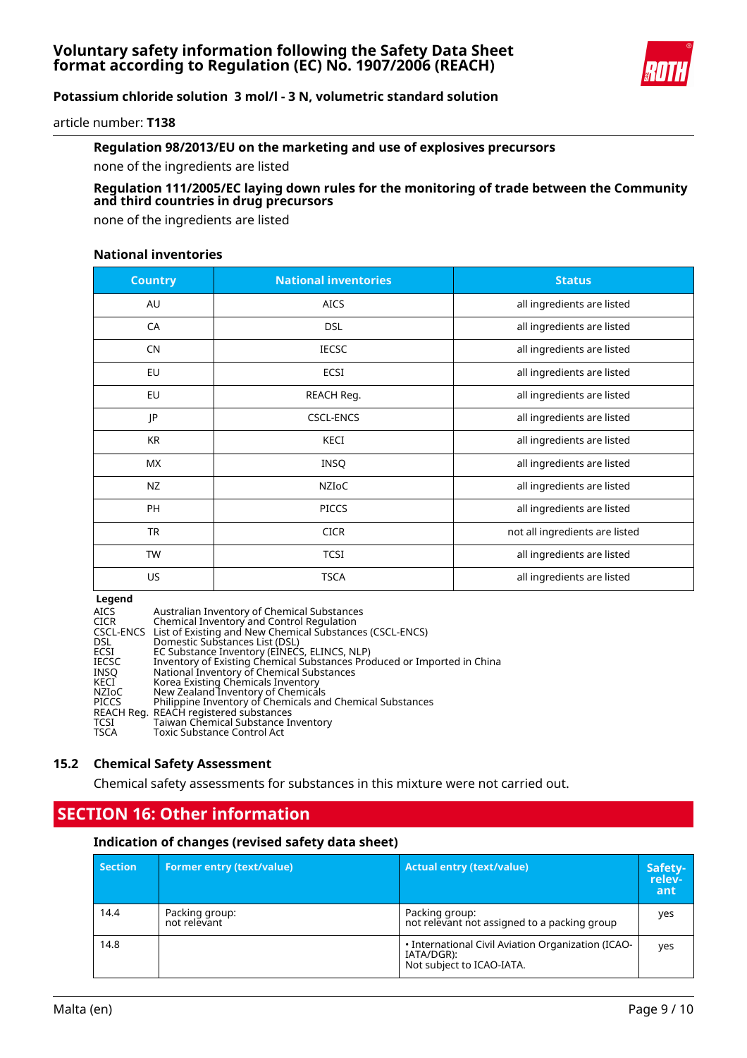**Regulation 98/2013/EU on the marketing and use of explosives precursors**

none of the ingredients are listed

**Regulation 111/2005/EC laying down rules for the monitoring of trade between the Community and third countries in drug precursors**

none of the ingredients are listed

**National inventories**

| Country | National inventories | Status |
|---|---|---|
| AU | AICS | all ingredients are listed |
| CA | DSL | all ingredients are listed |
| CN | IECSC | all ingredients are listed |
| EU | ECSI | all ingredients are listed |
| EU | REACH Reg. | all ingredients are listed |
| JP | CSCL-ENCS | all ingredients are listed |
| KR | KECI | all ingredients are listed |
| MX | INSQ | all ingredients are listed |
| NZ | NZIoC | all ingredients are listed |
| PH | PICCS | all ingredients are listed |
| TR | CICR | not all ingredients are listed |
| TW | TCSI | all ingredients are listed |
| US | TSCA | all ingredients are listed |

**Legend**

| | |
|---|---|
| AICS | Australian Inventory of Chemical Substances |
| CICR | Chemical Inventory and Control Regulation |
| CSCL-ENCS | List of Existing and New Chemical Substances (CSCL-ENCS) |
| DSL | Domestic Substances List (DSL) |
| ECSI | EC Substance Inventory (EINECS, ELINCS, NLP) |
| IECSC | Inventory of Existing Chemical Substances Produced or Imported in China |
| INSQ | National Inventory of Chemical Substances |
| KECI | Korea Existing Chemicals Inventory |
| NZIoC | New Zealand Inventory of Chemicals |
| PICCS | Philippine Inventory of Chemicals and Chemical Substances |
| REACH Reg. | REACH registered substances |
| TCSI | Taiwan Chemical Substance Inventory |
| TSCA | Toxic Substance Control Act |

### 15.2 Chemical Safety Assessment

Chemical safety assessments for substances in this mixture were not carried out.

## SECTION 16: Other information

**Indication of changes (revised safety data sheet)**

| Section | Former entry (text/value) | Actual entry (text/value) | Safety-relevant |
|---|---|---|---|
| 14.4 | Packing group: not relevant | Packing group: not relevant not assigned to a packing group | yes |
| 14.8 | | • International Civil Aviation Organization (ICAO-IATA/DGR): Not subject to ICAO-IATA. | yes |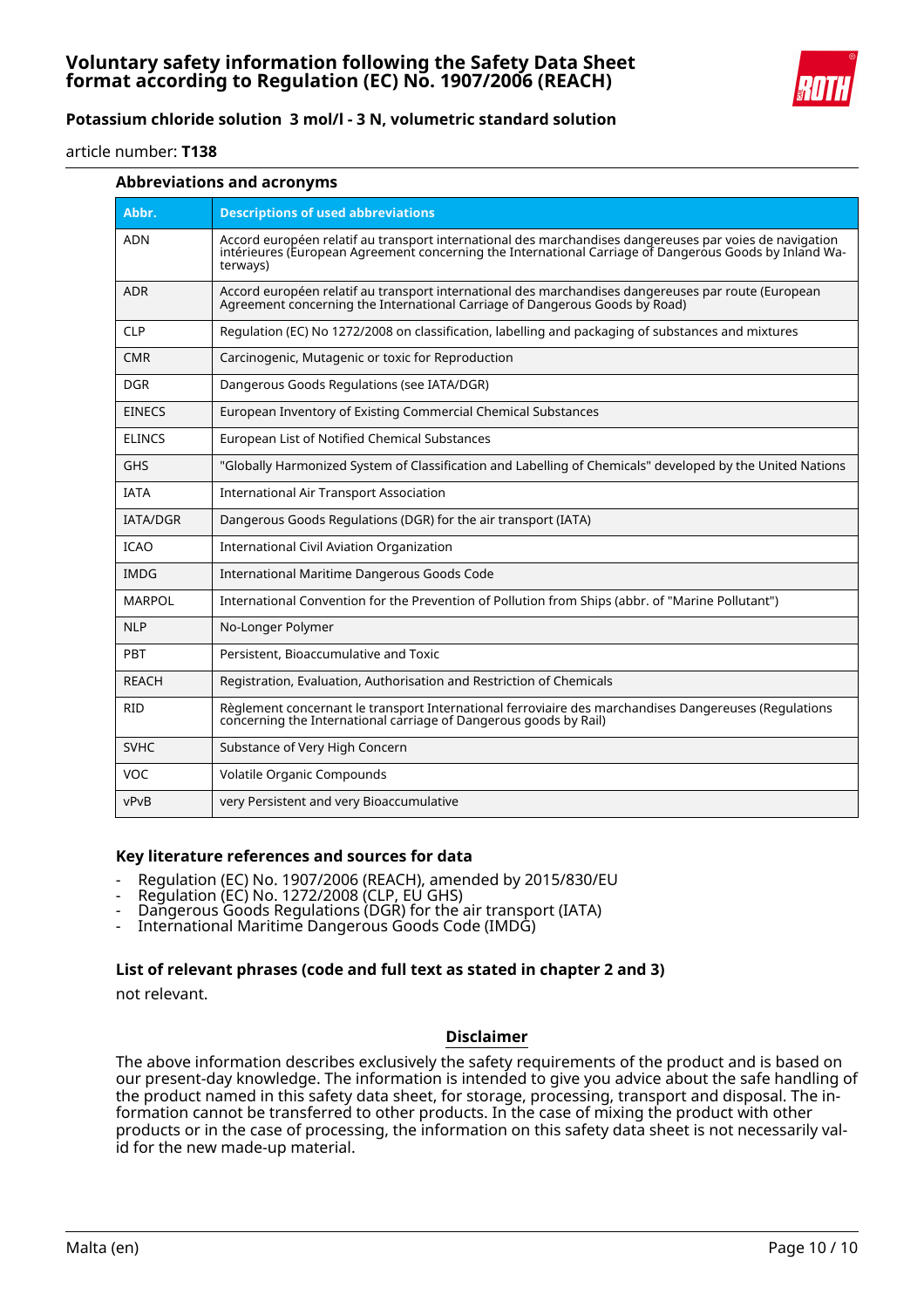### Abbreviations and acronyms

| Abbr. | Descriptions of used abbreviations |
|---|---|
| ADN | Accord européen relatif au transport international des marchandises dangereuses par voies de navigation intérieures (European Agreement concerning the International Carriage of Dangerous Goods by Inland Waterways) |
| ADR | Accord européen relatif au transport international des marchandises dangereuses par route (European Agreement concerning the International Carriage of Dangerous Goods by Road) |
| CLP | Regulation (EC) No 1272/2008 on classification, labelling and packaging of substances and mixtures |
| CMR | Carcinogenic, Mutagenic or toxic for Reproduction |
| DGR | Dangerous Goods Regulations (see IATA/DGR) |
| EINECS | European Inventory of Existing Commercial Chemical Substances |
| ELINCS | European List of Notified Chemical Substances |
| GHS | "Globally Harmonized System of Classification and Labelling of Chemicals" developed by the United Nations |
| IATA | International Air Transport Association |
| IATA/DGR | Dangerous Goods Regulations (DGR) for the air transport (IATA) |
| ICAO | International Civil Aviation Organization |
| IMDG | International Maritime Dangerous Goods Code |
| MARPOL | International Convention for the Prevention of Pollution from Ships (abbr. of "Marine Pollutant") |
| NLP | No-Longer Polymer |
| PBT | Persistent, Bioaccumulative and Toxic |
| REACH | Registration, Evaluation, Authorisation and Restriction of Chemicals |
| RID | Règlement concernant le transport International ferroviaire des marchandises Dangereuses (Regulations concerning the International carriage of Dangerous goods by Rail) |
| SVHC | Substance of Very High Concern |
| VOC | Volatile Organic Compounds |
| vPvB | very Persistent and very Bioaccumulative |

### Key literature references and sources for data

- Regulation (EC) No. 1907/2006 (REACH), amended by 2015/830/EU
- Regulation (EC) No. 1272/2008 (CLP, EU GHS)
- Dangerous Goods Regulations (DGR) for the air transport (IATA)
- International Maritime Dangerous Goods Code (IMDG)

### List of relevant phrases (code and full text as stated in chapter 2 and 3)

not relevant.

**Disclaimer**

The above information describes exclusively the safety requirements of the product and is based on our present-day knowledge. The information is intended to give you advice about the safe handling of the product named in this safety data sheet, for storage, processing, transport and disposal. The information cannot be transferred to other products. In the case of mixing the product with other products or in the case of processing, the information on this safety data sheet is not necessarily valid for the new made-up material.